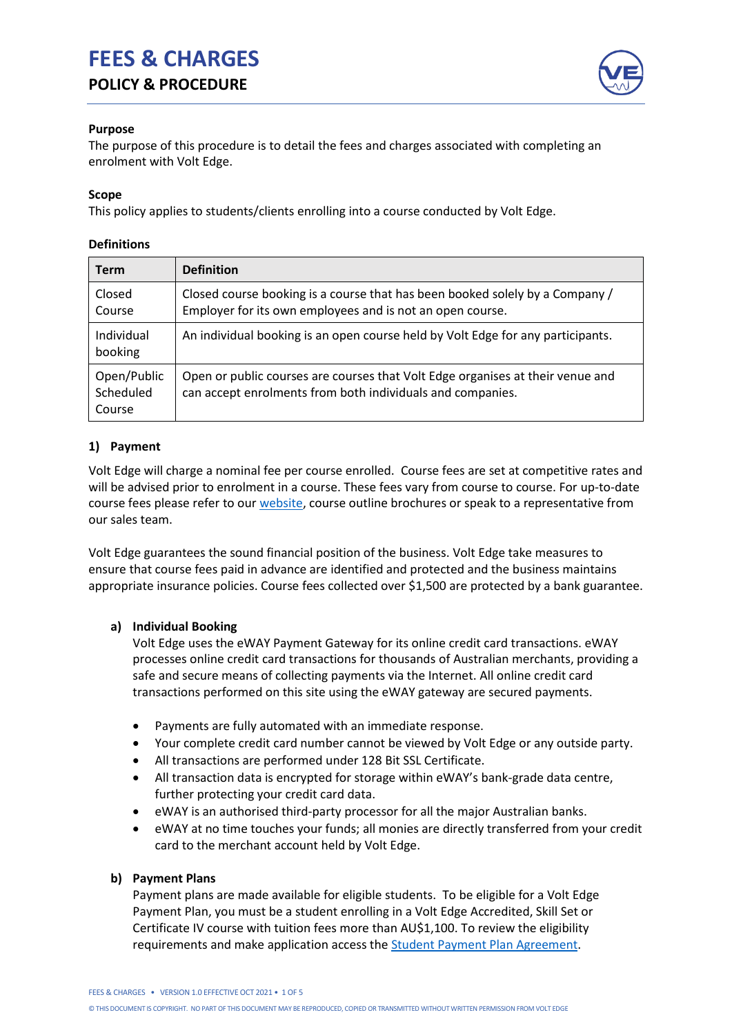# FEES & CHARGES

## POLICY & PROCEDURE

**Purpose**
The purpose of this procedure is to detail the fees and charges associated with completing an enrolment with Volt Edge.

**Scope**
This policy applies to students/clients enrolling into a course conducted by Volt Edge.

**Definitions**

| Term | Definition |
| --- | --- |
| Closed Course | Closed course booking is a course that has been booked solely by a Company / Employer for its own employees and is not an open course. |
| Individual booking | An individual booking is an open course held by Volt Edge for any participants. |
| Open/Public Scheduled Course | Open or public courses are courses that Volt Edge organises at their venue and can accept enrolments from both individuals and companies. |

### 1) Payment

Volt Edge will charge a nominal fee per course enrolled. Course fees are set at competitive rates and will be advised prior to enrolment in a course. These fees vary from course to course. For up-to-date course fees please refer to our website, course outline brochures or speak to a representative from our sales team.

Volt Edge guarantees the sound financial position of the business. Volt Edge take measures to ensure that course fees paid in advance are identified and protected and the business maintains appropriate insurance policies. Course fees collected over $1,500 are protected by a bank guarantee.

#### a) Individual Booking

Volt Edge uses the eWAY Payment Gateway for its online credit card transactions. eWAY processes online credit card transactions for thousands of Australian merchants, providing a safe and secure means of collecting payments via the Internet. All online credit card transactions performed on this site using the eWAY gateway are secured payments.

- Payments are fully automated with an immediate response.
- Your complete credit card number cannot be viewed by Volt Edge or any outside party.
- All transactions are performed under 128 Bit SSL Certificate.
- All transaction data is encrypted for storage within eWAY's bank-grade data centre, further protecting your credit card data.
- eWAY is an authorised third-party processor for all the major Australian banks.
- eWAY at no time touches your funds; all monies are directly transferred from your credit card to the merchant account held by Volt Edge.

#### b) Payment Plans

Payment plans are made available for eligible students. To be eligible for a Volt Edge Payment Plan, you must be a student enrolling in a Volt Edge Accredited, Skill Set or Certificate IV course with tuition fees more than AU$1,100. To review the eligibility requirements and make application access the Student Payment Plan Agreement.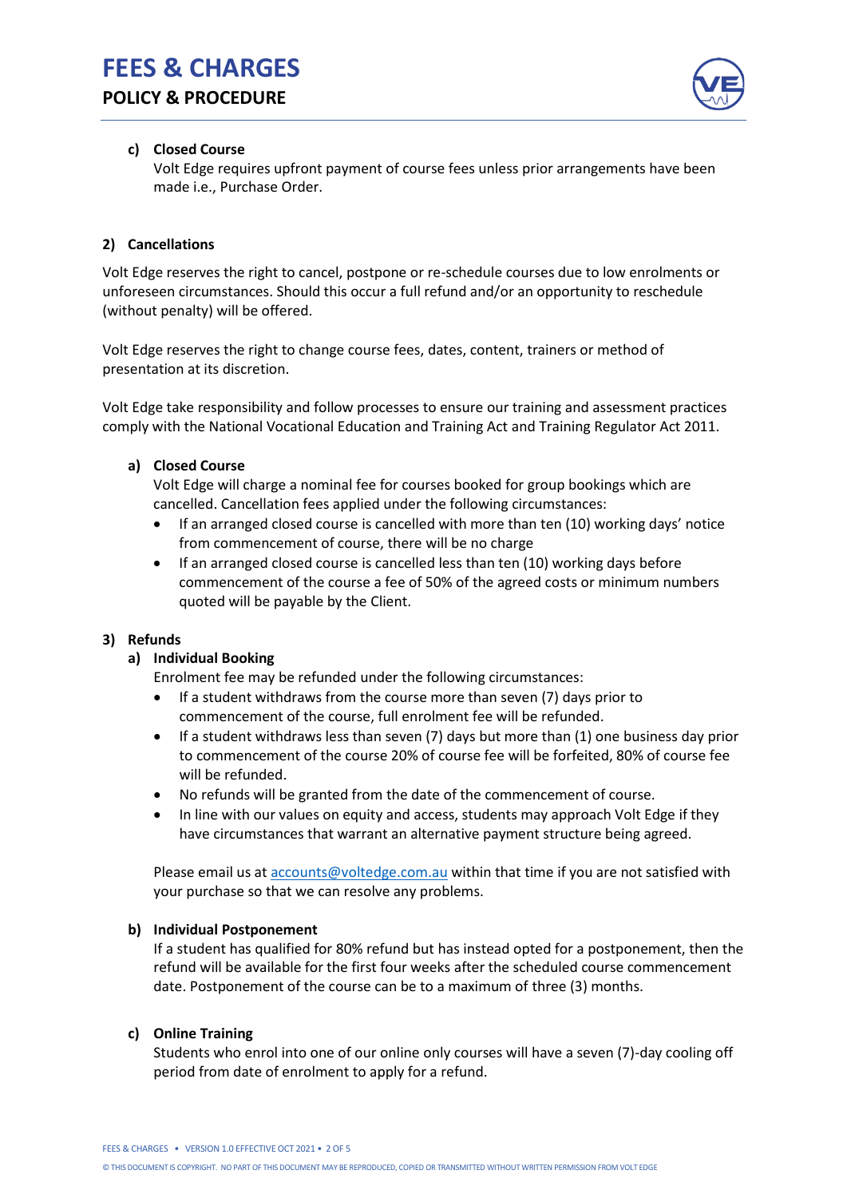c) **Closed Course**

Volt Edge requires upfront payment of course fees unless prior arrangements have been made i.e., Purchase Order.

## 2) Cancellations

Volt Edge reserves the right to cancel, postpone or re-schedule courses due to low enrolments or unforeseen circumstances. Should this occur a full refund and/or an opportunity to reschedule (without penalty) will be offered.

Volt Edge reserves the right to change course fees, dates, content, trainers or method of presentation at its discretion.

Volt Edge take responsibility and follow processes to ensure our training and assessment practices comply with the National Vocational Education and Training Act and Training Regulator Act 2011.

a) **Closed Course**

Volt Edge will charge a nominal fee for courses booked for group bookings which are cancelled. Cancellation fees applied under the following circumstances:

- If an arranged closed course is cancelled with more than ten (10) working days' notice from commencement of course, there will be no charge
- If an arranged closed course is cancelled less than ten (10) working days before commencement of the course a fee of 50% of the agreed costs or minimum numbers quoted will be payable by the Client.

## 3) Refunds

a) **Individual Booking**

Enrolment fee may be refunded under the following circumstances:

- If a student withdraws from the course more than seven (7) days prior to commencement of the course, full enrolment fee will be refunded.
- If a student withdraws less than seven (7) days but more than (1) one business day prior to commencement of the course 20% of course fee will be forfeited, 80% of course fee will be refunded.
- No refunds will be granted from the date of the commencement of course.
- In line with our values on equity and access, students may approach Volt Edge if they have circumstances that warrant an alternative payment structure being agreed.

Please email us at accounts@voltedge.com.au within that time if you are not satisfied with your purchase so that we can resolve any problems.

b) **Individual Postponement**

If a student has qualified for 80% refund but has instead opted for a postponement, then the refund will be available for the first four weeks after the scheduled course commencement date. Postponement of the course can be to a maximum of three (3) months.

c) **Online Training**

Students who enrol into one of our online only courses will have a seven (7)-day cooling off period from date of enrolment to apply for a refund.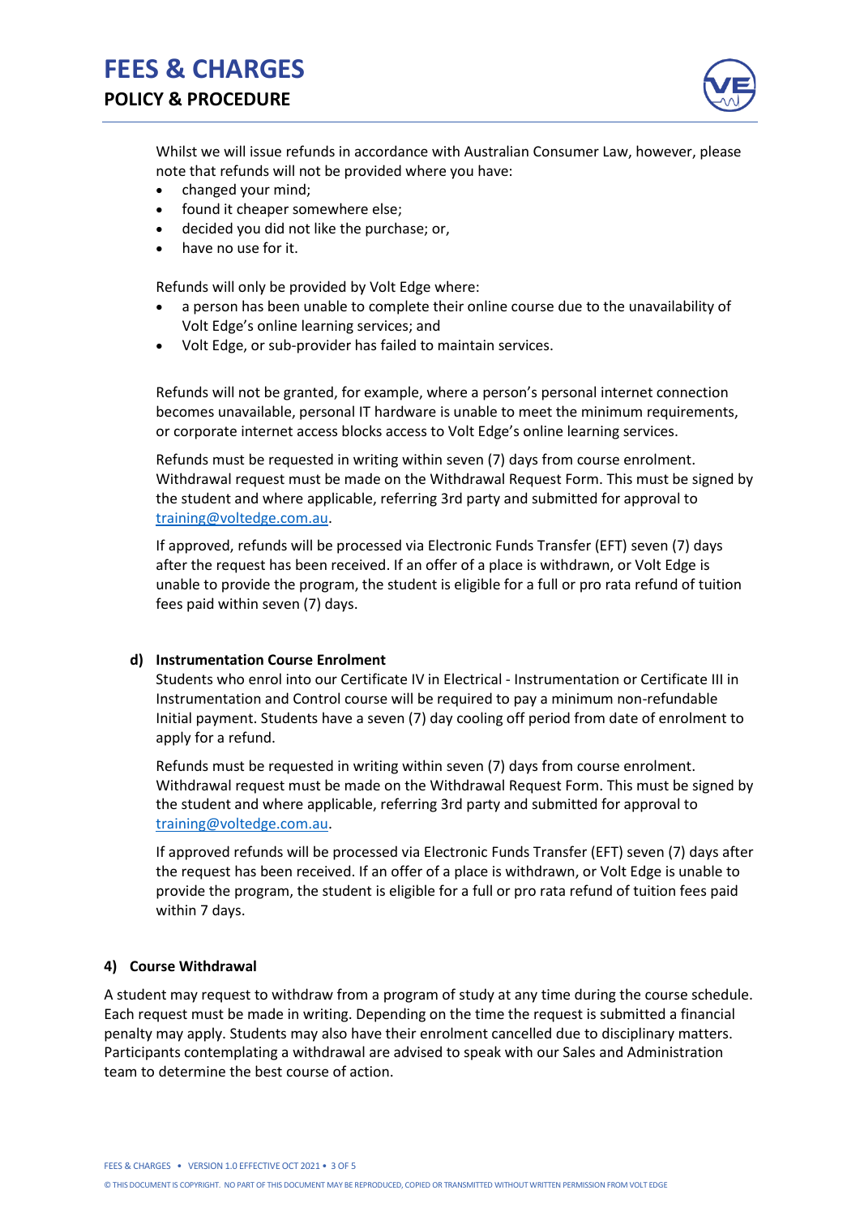Whilst we will issue refunds in accordance with Australian Consumer Law, however, please note that refunds will not be provided where you have:

- changed your mind;
- found it cheaper somewhere else;
- decided you did not like the purchase; or,
- have no use for it.

Refunds will only be provided by Volt Edge where:

- a person has been unable to complete their online course due to the unavailability of Volt Edge's online learning services; and
- Volt Edge, or sub-provider has failed to maintain services.

Refunds will not be granted, for example, where a person's personal internet connection becomes unavailable, personal IT hardware is unable to meet the minimum requirements, or corporate internet access blocks access to Volt Edge's online learning services.

Refunds must be requested in writing within seven (7) days from course enrolment. Withdrawal request must be made on the Withdrawal Request Form. This must be signed by the student and where applicable, referring 3rd party and submitted for approval to training@voltedge.com.au.

If approved, refunds will be processed via Electronic Funds Transfer (EFT) seven (7) days after the request has been received. If an offer of a place is withdrawn, or Volt Edge is unable to provide the program, the student is eligible for a full or pro rata refund of tuition fees paid within seven (7) days.

**d) Instrumentation Course Enrolment**

Students who enrol into our Certificate IV in Electrical - Instrumentation or Certificate III in Instrumentation and Control course will be required to pay a minimum non-refundable Initial payment. Students have a seven (7) day cooling off period from date of enrolment to apply for a refund.

Refunds must be requested in writing within seven (7) days from course enrolment. Withdrawal request must be made on the Withdrawal Request Form. This must be signed by the student and where applicable, referring 3rd party and submitted for approval to training@voltedge.com.au.

If approved refunds will be processed via Electronic Funds Transfer (EFT) seven (7) days after the request has been received. If an offer of a place is withdrawn, or Volt Edge is unable to provide the program, the student is eligible for a full or pro rata refund of tuition fees paid within 7 days.

## 4) Course Withdrawal

A student may request to withdraw from a program of study at any time during the course schedule. Each request must be made in writing. Depending on the time the request is submitted a financial penalty may apply. Students may also have their enrolment cancelled due to disciplinary matters. Participants contemplating a withdrawal are advised to speak with our Sales and Administration team to determine the best course of action.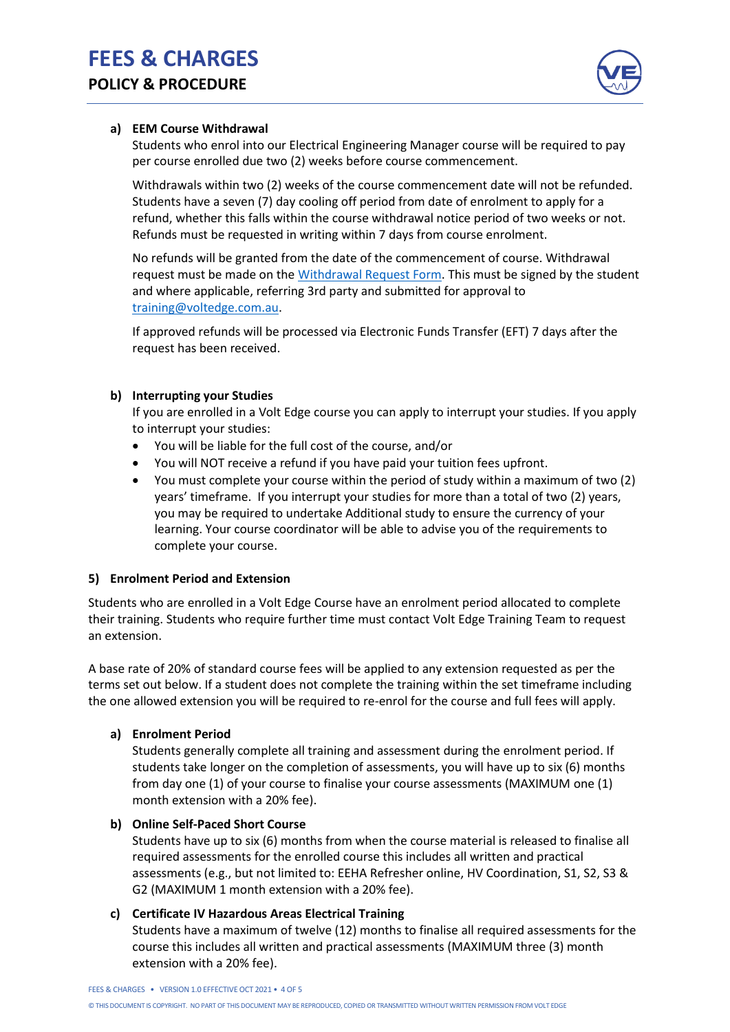a) **EEM Course Withdrawal**

Students who enrol into our Electrical Engineering Manager course will be required to pay per course enrolled due two (2) weeks before course commencement.

Withdrawals within two (2) weeks of the course commencement date will not be refunded. Students have a seven (7) day cooling off period from date of enrolment to apply for a refund, whether this falls within the course withdrawal notice period of two weeks or not. Refunds must be requested in writing within 7 days from course enrolment.

No refunds will be granted from the date of the commencement of course. Withdrawal request must be made on the Withdrawal Request Form. This must be signed by the student and where applicable, referring 3rd party and submitted for approval to training@voltedge.com.au.

If approved refunds will be processed via Electronic Funds Transfer (EFT) 7 days after the request has been received.

b) **Interrupting your Studies**

If you are enrolled in a Volt Edge course you can apply to interrupt your studies. If you apply to interrupt your studies:

- You will be liable for the full cost of the course, and/or
- You will NOT receive a refund if you have paid your tuition fees upfront.
- You must complete your course within the period of study within a maximum of two (2) years' timeframe. If you interrupt your studies for more than a total of two (2) years, you may be required to undertake Additional study to ensure the currency of your learning. Your course coordinator will be able to advise you of the requirements to complete your course.

## 5) Enrolment Period and Extension

Students who are enrolled in a Volt Edge Course have an enrolment period allocated to complete their training. Students who require further time must contact Volt Edge Training Team to request an extension.

A base rate of 20% of standard course fees will be applied to any extension requested as per the terms set out below. If a student does not complete the training within the set timeframe including the one allowed extension you will be required to re-enrol for the course and full fees will apply.

a) **Enrolment Period**

Students generally complete all training and assessment during the enrolment period. If students take longer on the completion of assessments, you will have up to six (6) months from day one (1) of your course to finalise your course assessments (MAXIMUM one (1) month extension with a 20% fee).

b) **Online Self-Paced Short Course**

Students have up to six (6) months from when the course material is released to finalise all required assessments for the enrolled course this includes all written and practical assessments (e.g., but not limited to: EEHA Refresher online, HV Coordination, S1, S2, S3 & G2 (MAXIMUM 1 month extension with a 20% fee).

c) **Certificate IV Hazardous Areas Electrical Training**

Students have a maximum of twelve (12) months to finalise all required assessments for the course this includes all written and practical assessments (MAXIMUM three (3) month extension with a 20% fee).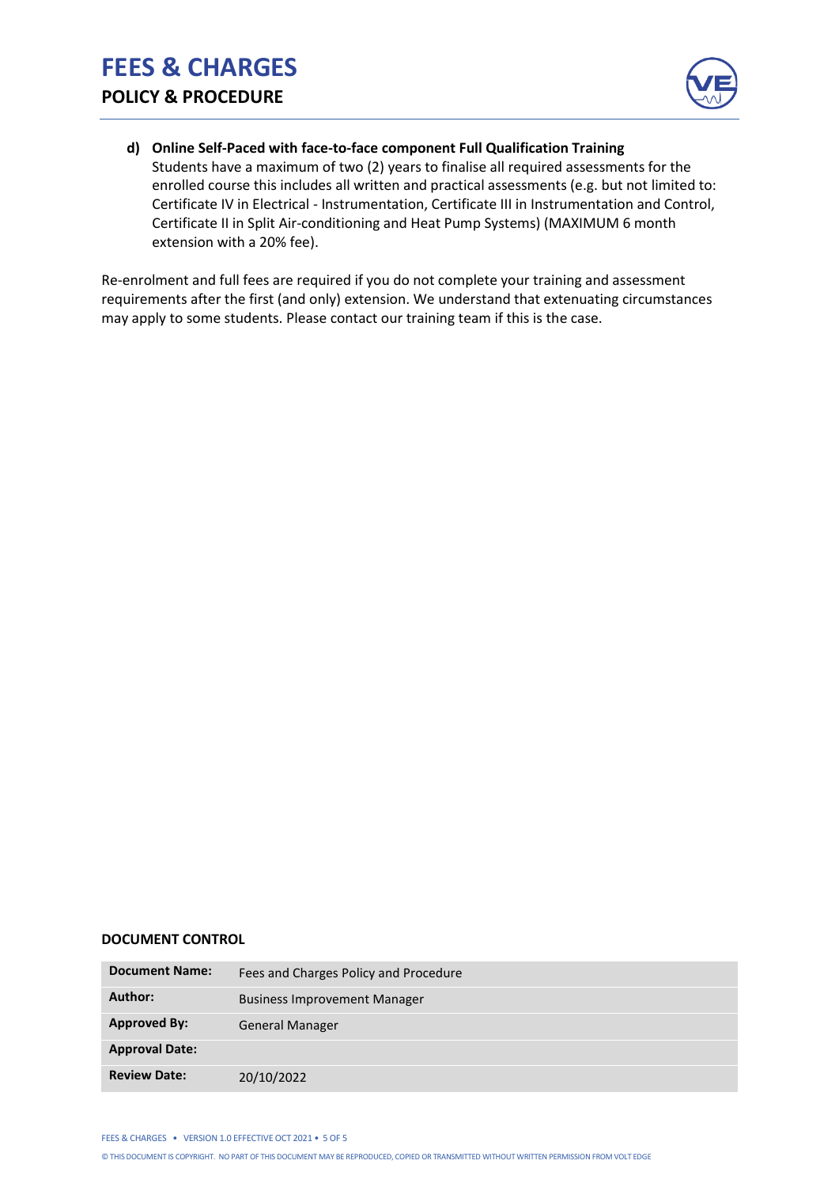d) **Online Self-Paced with face-to-face component Full Qualification Training**
   Students have a maximum of two (2) years to finalise all required assessments for the enrolled course this includes all written and practical assessments (e.g. but not limited to: Certificate IV in Electrical - Instrumentation, Certificate III in Instrumentation and Control, Certificate II in Split Air-conditioning and Heat Pump Systems) (MAXIMUM 6 month extension with a 20% fee).

Re-enrolment and full fees are required if you do not complete your training and assessment requirements after the first (and only) extension. We understand that extenuating circumstances may apply to some students. Please contact our training team if this is the case.

**DOCUMENT CONTROL**

| | |
|---|---|
| **Document Name:** | Fees and Charges Policy and Procedure |
| **Author:** | Business Improvement Manager |
| **Approved By:** | General Manager |
| **Approval Date:** | |
| **Review Date:** | 20/10/2022 |

© THIS DOCUMENT IS COPYRIGHT. NO PART OF THIS DOCUMENT MAY BE REPRODUCED, COPIED OR TRANSMITTED WITHOUT WRITTEN PERMISSION FROM VOLT EDGE